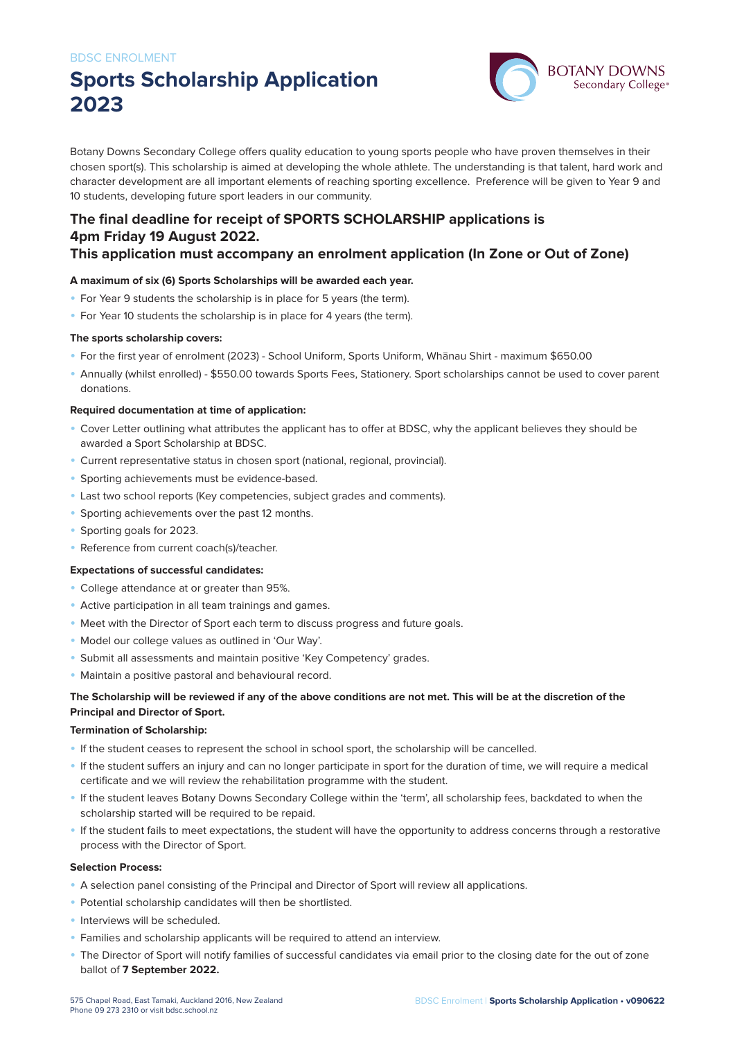BDSC ENROLMENT

# Sports Scholarship Application 2023

Botany Downs Secondary College offers quality education to young sports people who have proven themselves in their chosen sport(s). This scholarship is aimed at developing the whole athlete. The understanding is that talent, hard work and character development are all important elements of reaching sporting excellence. Preference will be given to Year 9 and 10 students, developing future sport leaders in our community.

## The final deadline for receipt of SPORTS SCHOLARSHIP applications is 4pm Friday 19 August 2022.
## This application must accompany an enrolment application (In Zone or Out of Zone)

**A maximum of six (6) Sports Scholarships will be awarded each year.**

- For Year 9 students the scholarship is in place for 5 years (the term).
- For Year 10 students the scholarship is in place for 4 years (the term).

**The sports scholarship covers:**

- For the first year of enrolment (2023) - School Uniform, Sports Uniform, Whānau Shirt - maximum $650.00
- Annually (whilst enrolled) - $550.00 towards Sports Fees, Stationery. Sport scholarships cannot be used to cover parent donations.

**Required documentation at time of application:**

- Cover Letter outlining what attributes the applicant has to offer at BDSC, why the applicant believes they should be awarded a Sport Scholarship at BDSC.
- Current representative status in chosen sport (national, regional, provincial).
- Sporting achievements must be evidence-based.
- Last two school reports (Key competencies, subject grades and comments).
- Sporting achievements over the past 12 months.
- Sporting goals for 2023.
- Reference from current coach(s)/teacher.

**Expectations of successful candidates:**

- College attendance at or greater than 95%.
- Active participation in all team trainings and games.
- Meet with the Director of Sport each term to discuss progress and future goals.
- Model our college values as outlined in 'Our Way'.
- Submit all assessments and maintain positive 'Key Competency' grades.
- Maintain a positive pastoral and behavioural record.

**The Scholarship will be reviewed if any of the above conditions are not met. This will be at the discretion of the Principal and Director of Sport.**

**Termination of Scholarship:**

- If the student ceases to represent the school in school sport, the scholarship will be cancelled.
- If the student suffers an injury and can no longer participate in sport for the duration of time, we will require a medical certificate and we will review the rehabilitation programme with the student.
- If the student leaves Botany Downs Secondary College within the 'term', all scholarship fees, backdated to when the scholarship started will be required to be repaid.
- If the student fails to meet expectations, the student will have the opportunity to address concerns through a restorative process with the Director of Sport.

**Selection Process:**

- A selection panel consisting of the Principal and Director of Sport will review all applications.
- Potential scholarship candidates will then be shortlisted.
- Interviews will be scheduled.
- Families and scholarship applicants will be required to attend an interview.
- The Director of Sport will notify families of successful candidates via email prior to the closing date for the out of zone ballot of **7 September 2022.**

575 Chapel Road, East Tamaki, Auckland 2016, New Zealand
Phone 09 273 2310 or visit bdsc.school.nz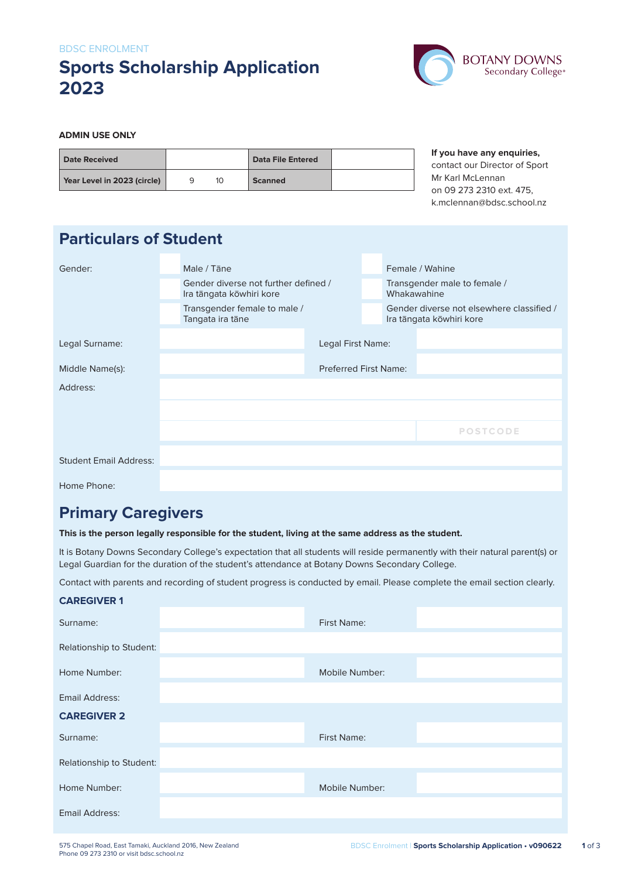BDSC ENROLMENT

# Sports Scholarship Application 2023

**ADMIN USE ONLY**

| Date Received | | Data File Entered | |
|---|---|---|---|
| Year Level in 2023 (circle) | 9 10 | Scanned | |

**If you have any enquiries,** contact our Director of Sport Mr Karl McLennan on 09 273 2310 ext. 475, k.mclennan@bdsc.school.nz

## Particulars of Student

Gender:

- Male / Tāne
- Female / Wahine
- Gender diverse not further defined / Ira tāngata kōwhiri kore
- Transgender male to female / Whakawahine
- Transgender female to male / Tangata ira tāne
- Gender diverse not elsewhere classified / Ira tāngata kōwhiri kore

| | | | |
|---|---|---|---|
| Legal Surname: | | Legal First Name: | |
| Middle Name(s): | | Preferred First Name: | |
| Address: | | | |
| | | | |
| | | | POSTCODE |
| Student Email Address: | | | |
| Home Phone: | | | |

## Primary Caregivers

**This is the person legally responsible for the student, living at the same address as the student.**

It is Botany Downs Secondary College's expectation that all students will reside permanently with their natural parent(s) or Legal Guardian for the duration of the student's attendance at Botany Downs Secondary College.

Contact with parents and recording of student progress is conducted by email. Please complete the email section clearly.

### CAREGIVER 1

| | | | |
|---|---|---|---|
| Surname: | | First Name: | |
| Relationship to Student: | | | |
| Home Number: | | Mobile Number: | |
| Email Address: | | | |

### CAREGIVER 2

| | | | |
|---|---|---|---|
| Surname: | | First Name: | |
| Relationship to Student: | | | |
| Home Number: | | Mobile Number: | |
| Email Address: | | | |

575 Chapel Road, East Tamaki, Auckland 2016, New Zealand
Phone 09 273 2310 or visit bdsc.school.nz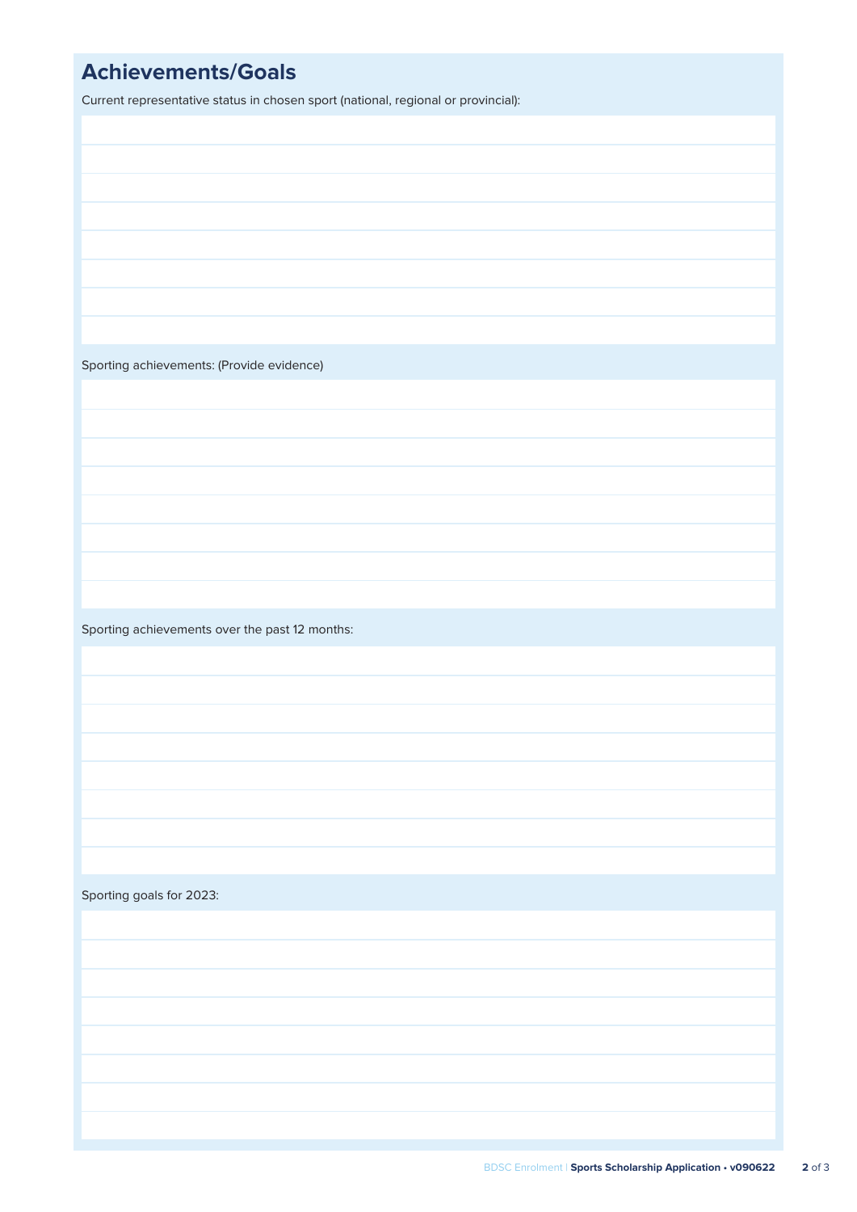## Achievements/Goals

Current representative status in chosen sport (national, regional or provincial):

Sporting achievements: (Provide evidence)

Sporting achievements over the past 12 months:

Sporting goals for 2023: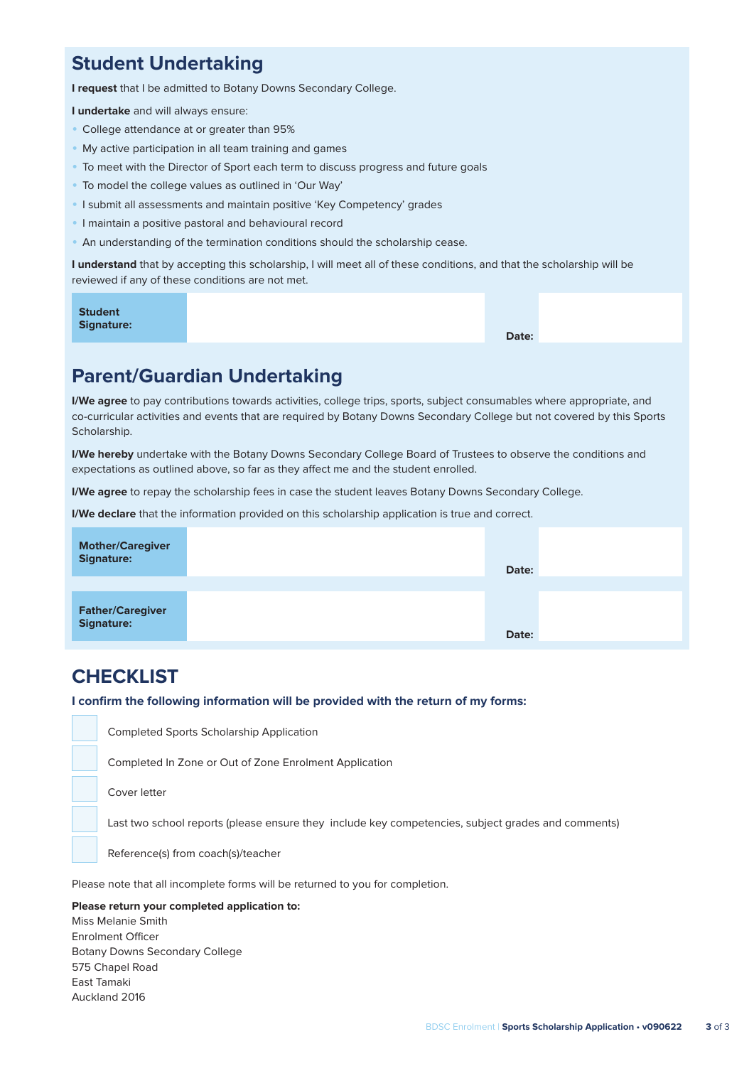## Student Undertaking

**I request** that I be admitted to Botany Downs Secondary College.

**I undertake** and will always ensure:

- College attendance at or greater than 95%
- My active participation in all team training and games
- To meet with the Director of Sport each term to discuss progress and future goals
- To model the college values as outlined in 'Our Way'
- I submit all assessments and maintain positive 'Key Competency' grades
- I maintain a positive pastoral and behavioural record
- An understanding of the termination conditions should the scholarship cease.

**I understand** that by accepting this scholarship, I will meet all of these conditions, and that the scholarship will be reviewed if any of these conditions are not met.

| | | | |
|---|---|---|---|
| **Student Signature:** | | **Date:** | |

## Parent/Guardian Undertaking

**I/We agree** to pay contributions towards activities, college trips, sports, subject consumables where appropriate, and co-curricular activities and events that are required by Botany Downs Secondary College but not covered by this Sports Scholarship.

**I/We hereby** undertake with the Botany Downs Secondary College Board of Trustees to observe the conditions and expectations as outlined above, so far as they affect me and the student enrolled.

**I/We agree** to repay the scholarship fees in case the student leaves Botany Downs Secondary College.

**I/We declare** that the information provided on this scholarship application is true and correct.

| | | | |
|---|---|---|---|
| **Mother/Caregiver Signature:** | | **Date:** | |
| **Father/Caregiver Signature:** | | **Date:** | |

## CHECKLIST

**I confirm the following information will be provided with the return of my forms:**

- ☐ Completed Sports Scholarship Application
- ☐ Completed In Zone or Out of Zone Enrolment Application
- ☐ Cover letter
- ☐ Last two school reports (please ensure they include key competencies, subject grades and comments)
- ☐ Reference(s) from coach(s)/teacher

Please note that all incomplete forms will be returned to you for completion.

**Please return your completed application to:**  
Miss Melanie Smith  
Enrolment Officer  
Botany Downs Secondary College  
575 Chapel Road  
East Tamaki  
Auckland 2016